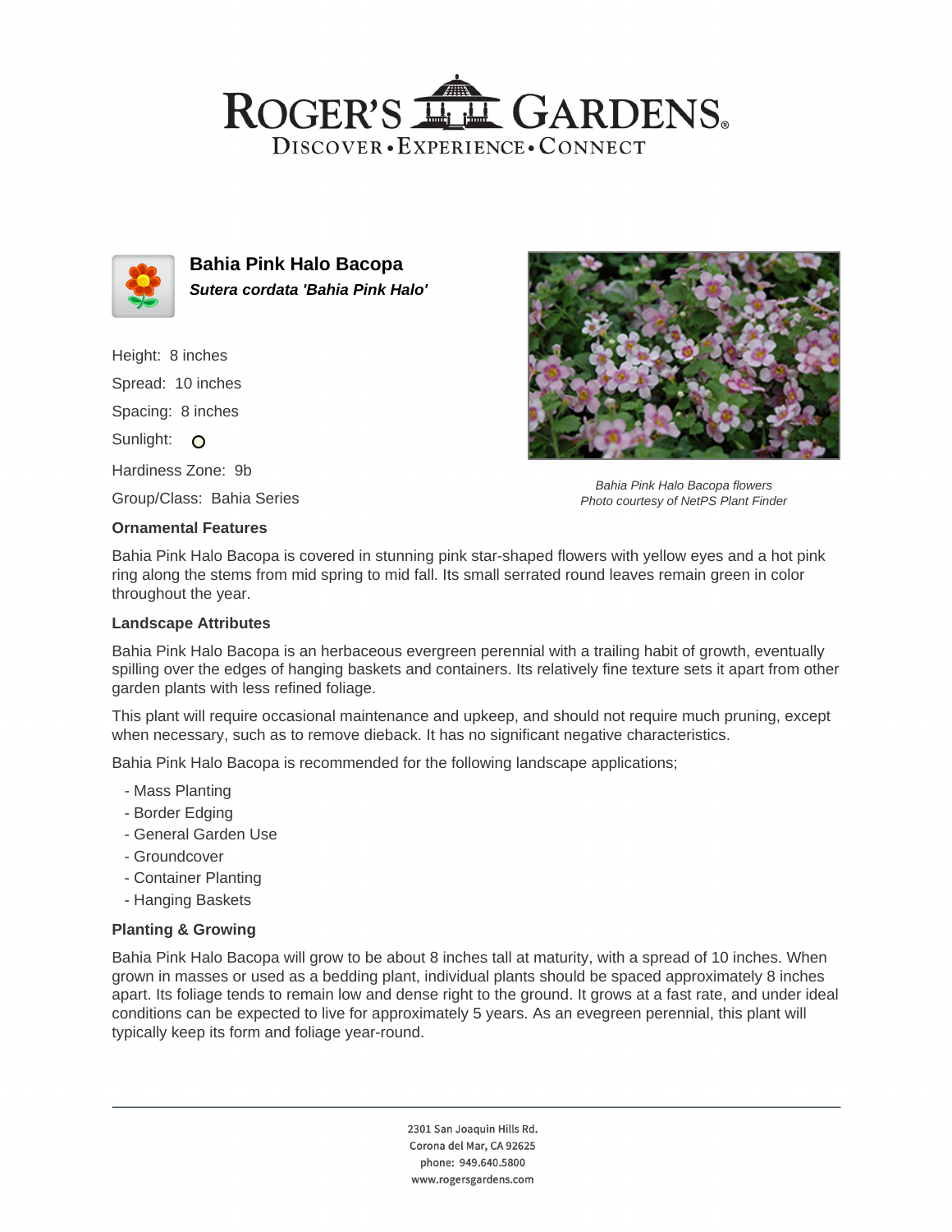# ROGER'S GARDENS

DISCOVER • EXPERIENCE • CONNECT

## Bahia Pink Halo Bacopa

***Sutera cordata 'Bahia Pink Halo'***

Height: 8 inches

Spread: 10 inches

Spacing: 8 inches

Sunlight: O

Hardiness Zone: 9b

Group/Class: Bahia Series

*Bahia Pink Halo Bacopa flowers*
*Photo courtesy of NetPS Plant Finder*

### Ornamental Features

Bahia Pink Halo Bacopa is covered in stunning pink star-shaped flowers with yellow eyes and a hot pink ring along the stems from mid spring to mid fall. Its small serrated round leaves remain green in color throughout the year.

### Landscape Attributes

Bahia Pink Halo Bacopa is an herbaceous evergreen perennial with a trailing habit of growth, eventually spilling over the edges of hanging baskets and containers. Its relatively fine texture sets it apart from other garden plants with less refined foliage.

This plant will require occasional maintenance and upkeep, and should not require much pruning, except when necessary, such as to remove dieback. It has no significant negative characteristics.

Bahia Pink Halo Bacopa is recommended for the following landscape applications;

- Mass Planting
- Border Edging
- General Garden Use
- Groundcover
- Container Planting
- Hanging Baskets

### Planting & Growing

Bahia Pink Halo Bacopa will grow to be about 8 inches tall at maturity, with a spread of 10 inches. When grown in masses or used as a bedding plant, individual plants should be spaced approximately 8 inches apart. Its foliage tends to remain low and dense right to the ground. It grows at a fast rate, and under ideal conditions can be expected to live for approximately 5 years. As an evegreen perennial, this plant will typically keep its form and foliage year-round.

2301 San Joaquin Hills Rd.
Corona del Mar, CA 92625
phone: 949.640.5800
www.rogersgardens.com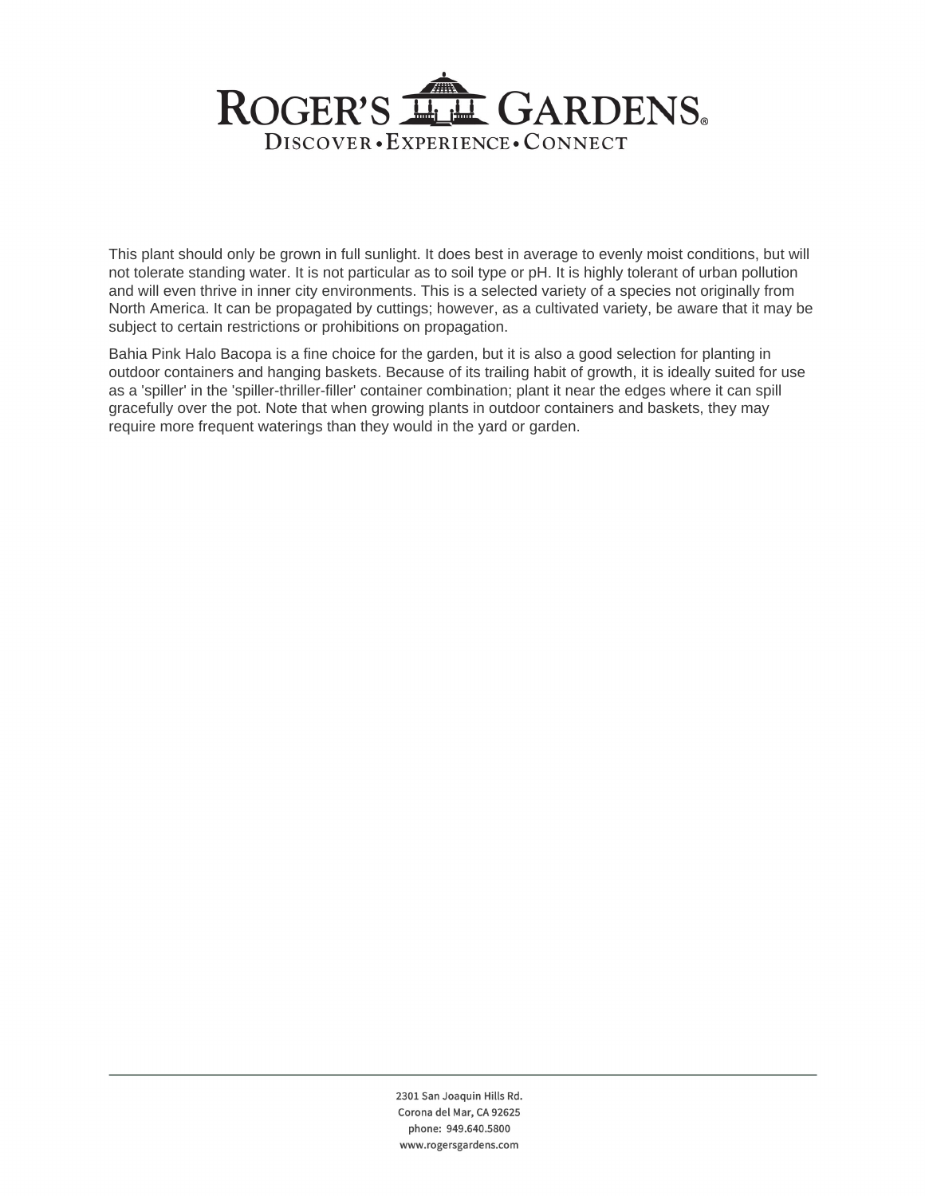This plant should only be grown in full sunlight. It does best in average to evenly moist conditions, but will not tolerate standing water. It is not particular as to soil type or pH. It is highly tolerant of urban pollution and will even thrive in inner city environments. This is a selected variety of a species not originally from North America. It can be propagated by cuttings; however, as a cultivated variety, be aware that it may be subject to certain restrictions or prohibitions on propagation.

Bahia Pink Halo Bacopa is a fine choice for the garden, but it is also a good selection for planting in outdoor containers and hanging baskets. Because of its trailing habit of growth, it is ideally suited for use as a 'spiller' in the 'spiller-thriller-filler' container combination; plant it near the edges where it can spill gracefully over the pot. Note that when growing plants in outdoor containers and baskets, they may require more frequent waterings than they would in the yard or garden.